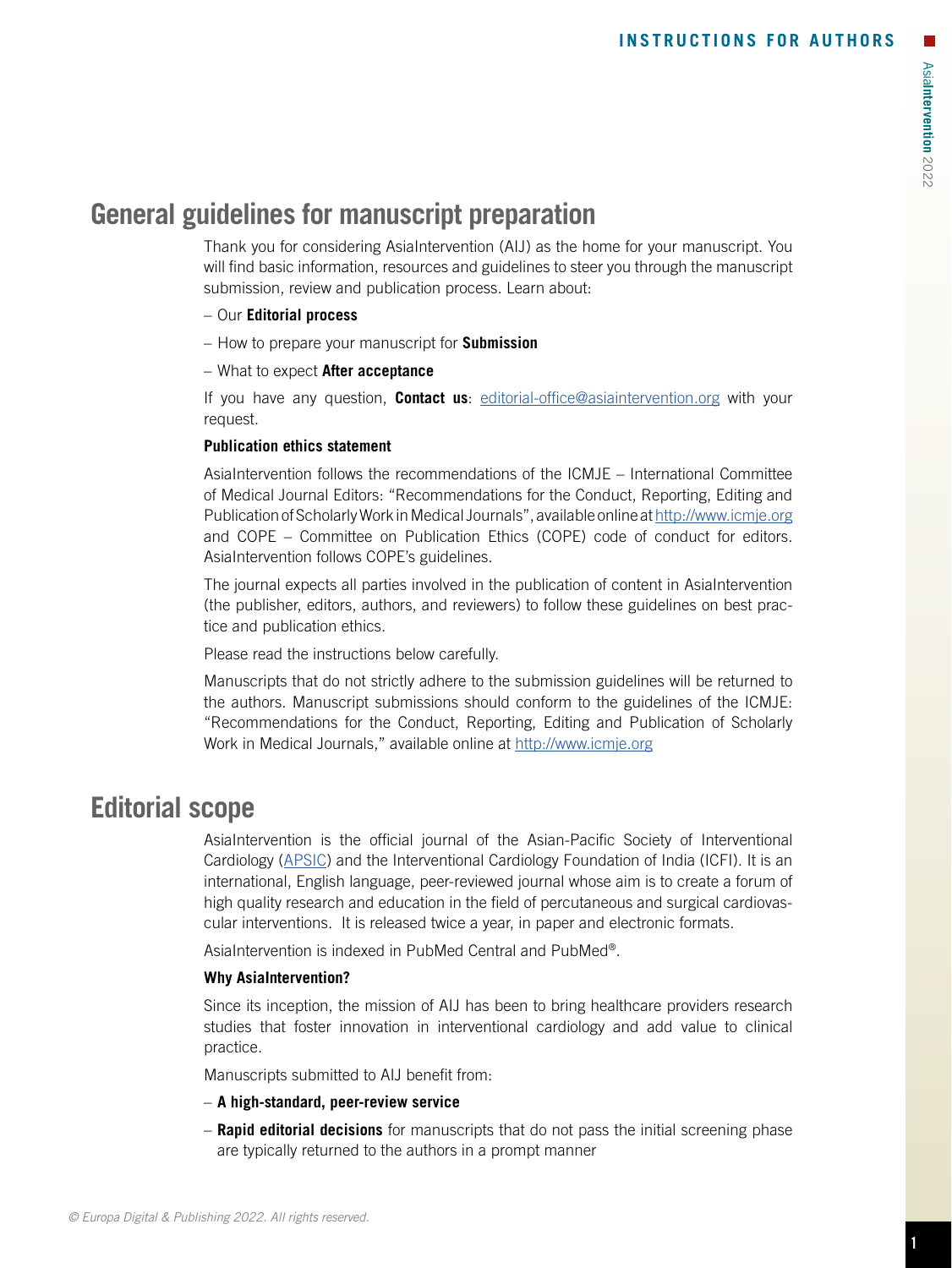# General guidelines for manuscript preparation

Thank you for considering AsiaIntervention (AIJ) as the home for your manuscript. You will find basic information, resources and guidelines to steer you through the manuscript submission, review and publication process. Learn about:

– Our **Editorial process**

– How to prepare your manuscript for **Submission**

– What to expect **After acceptance**

If you have any question, **Contact us**: editorial-office@asiaintervention.org with your request.

**Publication ethics statement**

AsiaIntervention follows the recommendations of the ICMJE – International Committee of Medical Journal Editors: "Recommendations for the Conduct, Reporting, Editing and Publication of Scholarly Work in Medical Journals", available online at http://www.icmje.org and COPE – Committee on Publication Ethics (COPE) code of conduct for editors. AsiaIntervention follows COPE's guidelines.

The journal expects all parties involved in the publication of content in AsiaIntervention (the publisher, editors, authors, and reviewers) to follow these guidelines on best practice and publication ethics.

Please read the instructions below carefully.

Manuscripts that do not strictly adhere to the submission guidelines will be returned to the authors. Manuscript submissions should conform to the guidelines of the ICMJE: "Recommendations for the Conduct, Reporting, Editing and Publication of Scholarly Work in Medical Journals," available online at http://www.icmje.org

# Editorial scope

AsiaIntervention is the official journal of the Asian-Pacific Society of Interventional Cardiology (APSIC) and the Interventional Cardiology Foundation of India (ICFI). It is an international, English language, peer-reviewed journal whose aim is to create a forum of high quality research and education in the field of percutaneous and surgical cardiovascular interventions. It is released twice a year, in paper and electronic formats.

AsiaIntervention is indexed in PubMed Central and PubMed®.

**Why AsiaIntervention?**

Since its inception, the mission of AIJ has been to bring healthcare providers research studies that foster innovation in interventional cardiology and add value to clinical practice.

Manuscripts submitted to AIJ benefit from:

– **A high-standard, peer-review service**

– **Rapid editorial decisions** for manuscripts that do not pass the initial screening phase are typically returned to the authors in a prompt manner

© Europa Digital & Publishing 2022. All rights reserved.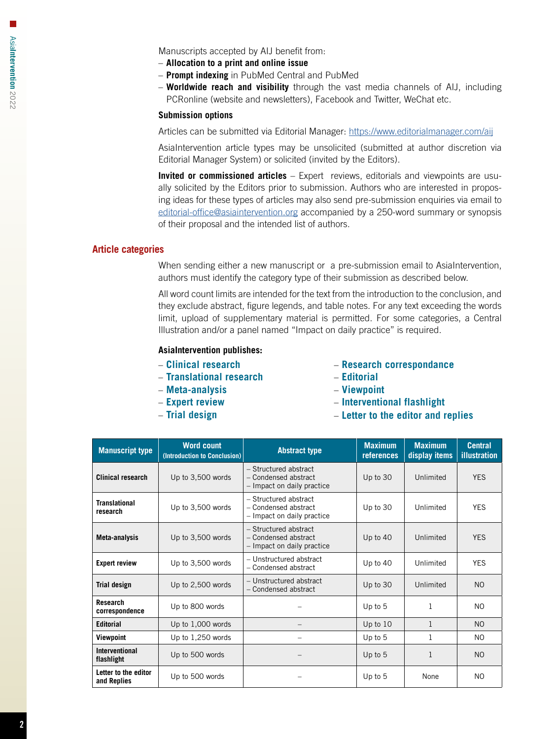Manuscripts accepted by AIJ benefit from:

- **Allocation to a print and online issue**
- **Prompt indexing** in PubMed Central and PubMed
- **Worldwide reach and visibility** through the vast media channels of AIJ, including PCRonline (website and newsletters), Facebook and Twitter, WeChat etc.

**Submission options**

Articles can be submitted via Editorial Manager: https://www.editorialmanager.com/aij

AsiaIntervention article types may be unsolicited (submitted at author discretion via Editorial Manager System) or solicited (invited by the Editors).

**Invited or commissioned articles** – Expert reviews, editorials and viewpoints are usually solicited by the Editors prior to submission. Authors who are interested in proposing ideas for these types of articles may also send pre-submission enquiries via email to editorial-office@asiaintervention.org accompanied by a 250-word summary or synopsis of their proposal and the intended list of authors.

## Article categories

When sending either a new manuscript or a pre-submission email to AsiaIntervention, authors must identify the category type of their submission as described below.

All word count limits are intended for the text from the introduction to the conclusion, and they exclude abstract, figure legends, and table notes. For any text exceeding the words limit, upload of supplementary material is permitted. For some categories, a Central Illustration and/or a panel named "Impact on daily practice" is required.

**AsiaIntervention publishes:**

- **Clinical research**
- **Translational research**
- **Meta-analysis**
- **Expert review**
- **Trial design**
- **Research correspondance**
- **Editorial**
- **Viewpoint**
- **Interventional flashlight**
- **Letter to the editor and replies**

| Manuscript type | Word count (Introduction to Conclusion) | Abstract type | Maximum references | Maximum display items | Central illustration |
|---|---|---|---|---|---|
| **Clinical research** | Up to 3,500 words | – Structured abstract<br>– Condensed abstract<br>– Impact on daily practice | Up to 30 | Unlimited | YES |
| **Translational research** | Up to 3,500 words | – Structured abstract<br>– Condensed abstract<br>– Impact on daily practice | Up to 30 | Unlimited | YES |
| **Meta-analysis** | Up to 3,500 words | – Structured abstract<br>– Condensed abstract<br>– Impact on daily practice | Up to 40 | Unlimited | YES |
| **Expert review** | Up to 3,500 words | – Unstructured abstract<br>– Condensed abstract | Up to 40 | Unlimited | YES |
| **Trial design** | Up to 2,500 words | – Unstructured abstract<br>– Condensed abstract | Up to 30 | Unlimited | NO |
| **Research correspondence** | Up to 800 words | – | Up to 5 | 1 | NO |
| **Editorial** | Up to 1,000 words | – | Up to 10 | 1 | NO |
| **Viewpoint** | Up to 1,250 words | – | Up to 5 | 1 | NO |
| **Interventional flashlight** | Up to 500 words | – | Up to 5 | 1 | NO |
| **Letter to the editor and Replies** | Up to 500 words | – | Up to 5 | None | NO |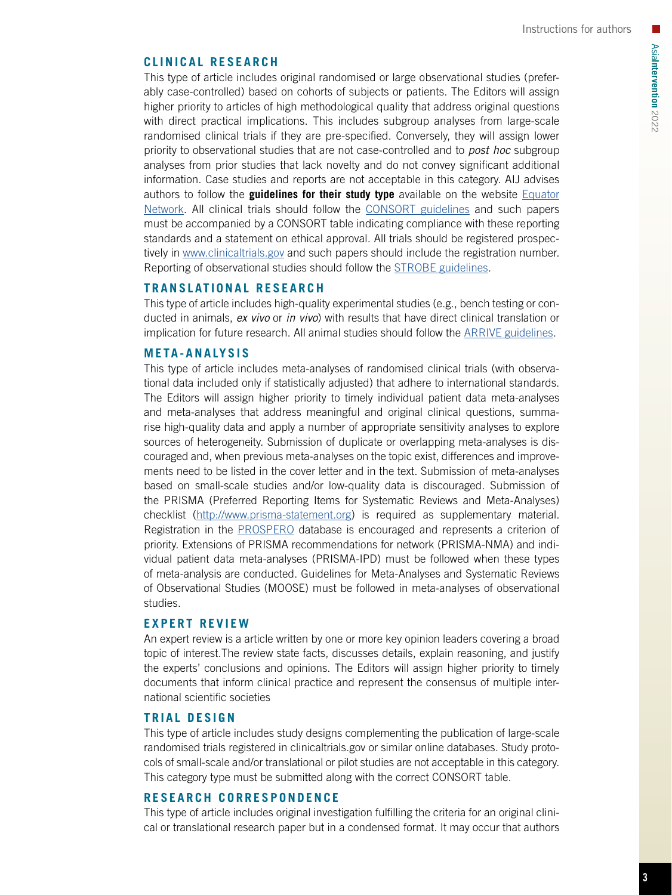## CLINICAL RESEARCH

This type of article includes original randomised or large observational studies (preferably case-controlled) based on cohorts of subjects or patients. The Editors will assign higher priority to articles of high methodological quality that address original questions with direct practical implications. This includes subgroup analyses from large-scale randomised clinical trials if they are pre-specified. Conversely, they will assign lower priority to observational studies that are not case-controlled and to *post hoc* subgroup analyses from prior studies that lack novelty and do not convey significant additional information. Case studies and reports are not acceptable in this category. AIJ advises authors to follow the **guidelines for their study type** available on the website Equator Network. All clinical trials should follow the CONSORT guidelines and such papers must be accompanied by a CONSORT table indicating compliance with these reporting standards and a statement on ethical approval. All trials should be registered prospectively in www.clinicaltrials.gov and such papers should include the registration number. Reporting of observational studies should follow the STROBE guidelines.

## TRANSLATIONAL RESEARCH

This type of article includes high-quality experimental studies (e.g., bench testing or conducted in animals, *ex vivo* or *in vivo*) with results that have direct clinical translation or implication for future research. All animal studies should follow the ARRIVE guidelines.

## META-ANALYSIS

This type of article includes meta-analyses of randomised clinical trials (with observational data included only if statistically adjusted) that adhere to international standards. The Editors will assign higher priority to timely individual patient data meta-analyses and meta-analyses that address meaningful and original clinical questions, summarise high-quality data and apply a number of appropriate sensitivity analyses to explore sources of heterogeneity. Submission of duplicate or overlapping meta-analyses is discouraged and, when previous meta-analyses on the topic exist, differences and improvements need to be listed in the cover letter and in the text. Submission of meta-analyses based on small-scale studies and/or low-quality data is discouraged. Submission of the PRISMA (Preferred Reporting Items for Systematic Reviews and Meta-Analyses) checklist (http://www.prisma-statement.org) is required as supplementary material. Registration in the PROSPERO database is encouraged and represents a criterion of priority. Extensions of PRISMA recommendations for network (PRISMA-NMA) and individual patient data meta-analyses (PRISMA-IPD) must be followed when these types of meta-analysis are conducted. Guidelines for Meta-Analyses and Systematic Reviews of Observational Studies (MOOSE) must be followed in meta-analyses of observational studies.

## EXPERT REVIEW

An expert review is a article written by one or more key opinion leaders covering a broad topic of interest.The review state facts, discusses details, explain reasoning, and justify the experts' conclusions and opinions. The Editors will assign higher priority to timely documents that inform clinical practice and represent the consensus of multiple international scientific societies

## TRIAL DESIGN

This type of article includes study designs complementing the publication of large-scale randomised trials registered in clinicaltrials.gov or similar online databases. Study protocols of small-scale and/or translational or pilot studies are not acceptable in this category. This category type must be submitted along with the correct CONSORT table.

## RESEARCH CORRESPONDENCE

This type of article includes original investigation fulfilling the criteria for an original clinical or translational research paper but in a condensed format. It may occur that authors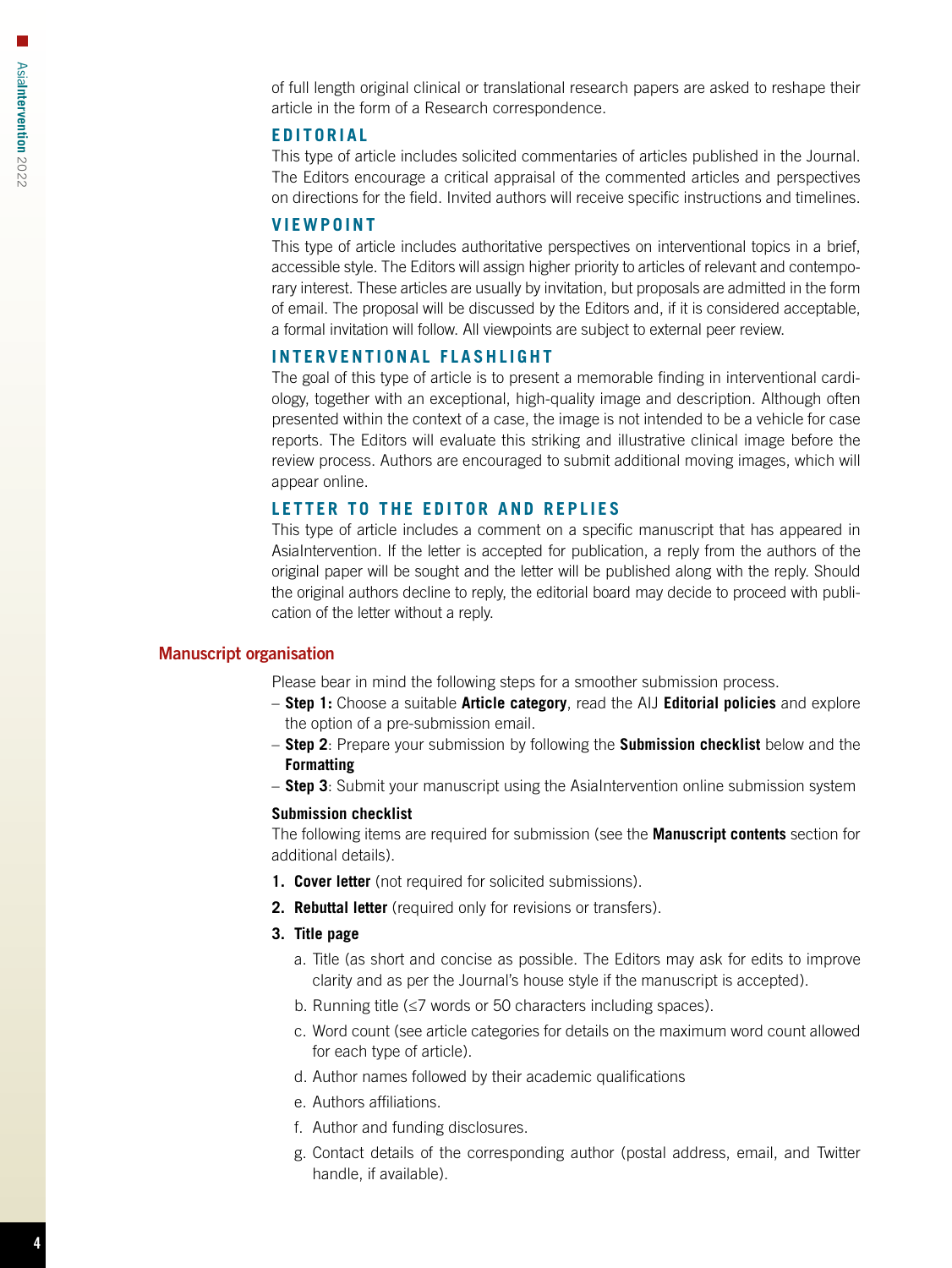of full length original clinical or translational research papers are asked to reshape their article in the form of a Research correspondence.

### EDITORIAL

This type of article includes solicited commentaries of articles published in the Journal. The Editors encourage a critical appraisal of the commented articles and perspectives on directions for the field. Invited authors will receive specific instructions and timelines.

### VIEWPOINT

This type of article includes authoritative perspectives on interventional topics in a brief, accessible style. The Editors will assign higher priority to articles of relevant and contemporary interest. These articles are usually by invitation, but proposals are admitted in the form of email. The proposal will be discussed by the Editors and, if it is considered acceptable, a formal invitation will follow. All viewpoints are subject to external peer review.

### INTERVENTIONAL FLASHLIGHT

The goal of this type of article is to present a memorable finding in interventional cardiology, together with an exceptional, high-quality image and description. Although often presented within the context of a case, the image is not intended to be a vehicle for case reports. The Editors will evaluate this striking and illustrative clinical image before the review process. Authors are encouraged to submit additional moving images, which will appear online.

### LETTER TO THE EDITOR AND REPLIES

This type of article includes a comment on a specific manuscript that has appeared in AsiaIntervention. If the letter is accepted for publication, a reply from the authors of the original paper will be sought and the letter will be published along with the reply. Should the original authors decline to reply, the editorial board may decide to proceed with publication of the letter without a reply.

## Manuscript organisation

Please bear in mind the following steps for a smoother submission process.

- **Step 1:** Choose a suitable **Article category**, read the AIJ **Editorial policies** and explore the option of a pre-submission email.
- **Step 2**: Prepare your submission by following the **Submission checklist** below and the **Formatting**
- **Step 3**: Submit your manuscript using the AsiaIntervention online submission system

**Submission checklist**

The following items are required for submission (see the **Manuscript contents** section for additional details).

1. **Cover letter** (not required for solicited submissions).
2. **Rebuttal letter** (required only for revisions or transfers).
3. **Title page**
   a. Title (as short and concise as possible. The Editors may ask for edits to improve clarity and as per the Journal's house style if the manuscript is accepted).
   b. Running title (≤7 words or 50 characters including spaces).
   c. Word count (see article categories for details on the maximum word count allowed for each type of article).
   d. Author names followed by their academic qualifications
   e. Authors affiliations.
   f. Author and funding disclosures.
   g. Contact details of the corresponding author (postal address, email, and Twitter handle, if available).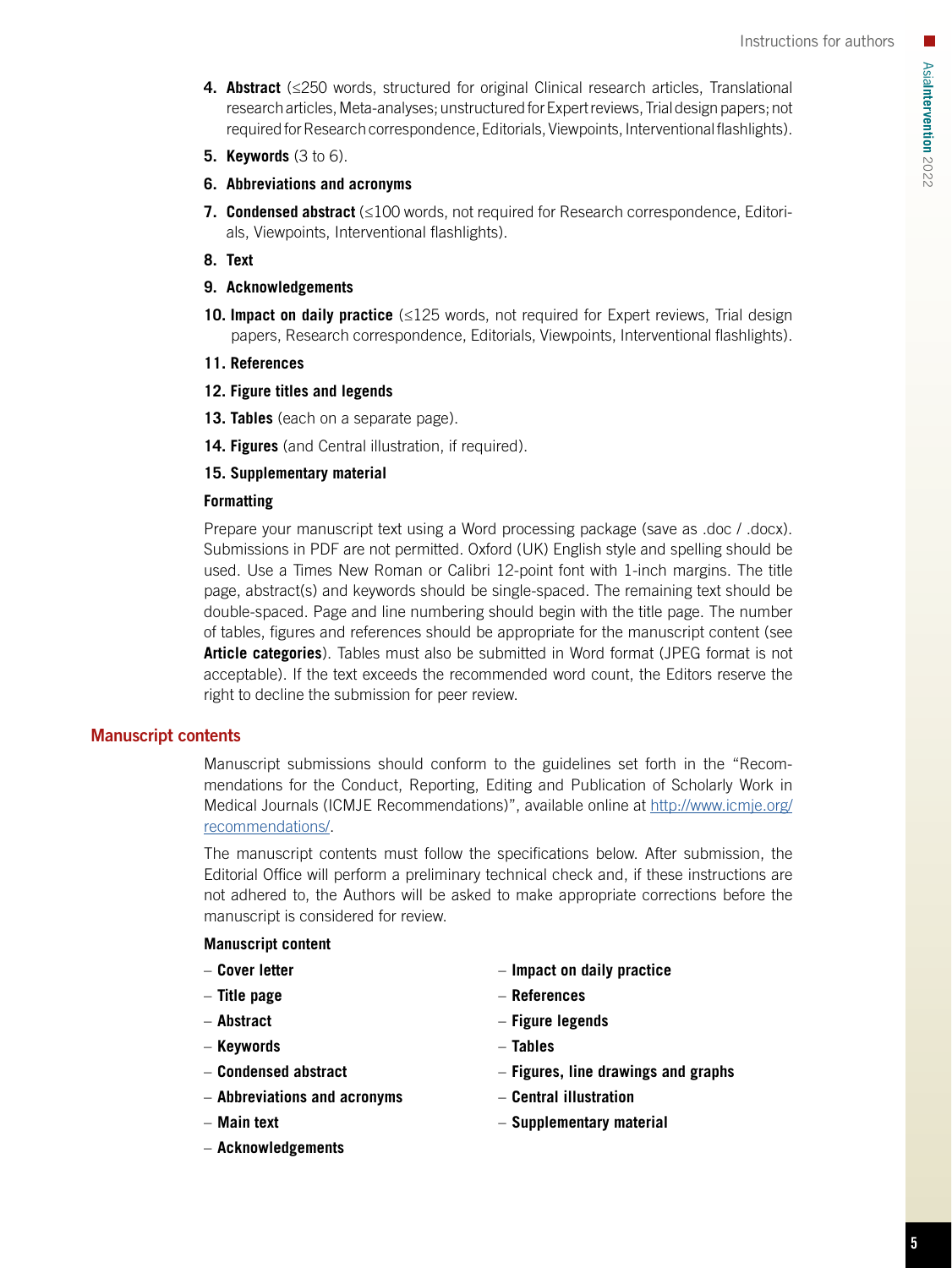4. **Abstract** (≤250 words, structured for original Clinical research articles, Translational research articles, Meta-analyses; unstructured for Expert reviews, Trial design papers; not required for Research correspondence, Editorials, Viewpoints, Interventional flashlights).
5. **Keywords** (3 to 6).
6. **Abbreviations and acronyms**
7. **Condensed abstract** (≤100 words, not required for Research correspondence, Editorials, Viewpoints, Interventional flashlights).
8. **Text**
9. **Acknowledgements**
10. **Impact on daily practice** (≤125 words, not required for Expert reviews, Trial design papers, Research correspondence, Editorials, Viewpoints, Interventional flashlights).
11. **References**
12. **Figure titles and legends**
13. **Tables** (each on a separate page).
14. **Figures** (and Central illustration, if required).
15. **Supplementary material**

### Formatting

Prepare your manuscript text using a Word processing package (save as .doc / .docx). Submissions in PDF are not permitted. Oxford (UK) English style and spelling should be used. Use a Times New Roman or Calibri 12-point font with 1-inch margins. The title page, abstract(s) and keywords should be single-spaced. The remaining text should be double-spaced. Page and line numbering should begin with the title page. The number of tables, figures and references should be appropriate for the manuscript content (see **Article categories**). Tables must also be submitted in Word format (JPEG format is not acceptable). If the text exceeds the recommended word count, the Editors reserve the right to decline the submission for peer review.

## Manuscript contents

Manuscript submissions should conform to the guidelines set forth in the "Recommendations for the Conduct, Reporting, Editing and Publication of Scholarly Work in Medical Journals (ICMJE Recommendations)", available online at http://www.icmje.org/recommendations/.

The manuscript contents must follow the specifications below. After submission, the Editorial Office will perform a preliminary technical check and, if these instructions are not adhered to, the Authors will be asked to make appropriate corrections before the manuscript is considered for review.

### Manuscript content

- **Cover letter**
- **Title page**
- **Abstract**
- **Keywords**
- **Condensed abstract**
- **Abbreviations and acronyms**
- **Main text**
- **Acknowledgements**
- **Impact on daily practice**
- **References**
- **Figure legends**
- **Tables**
- **Figures, line drawings and graphs**
- **Central illustration**
- **Supplementary material**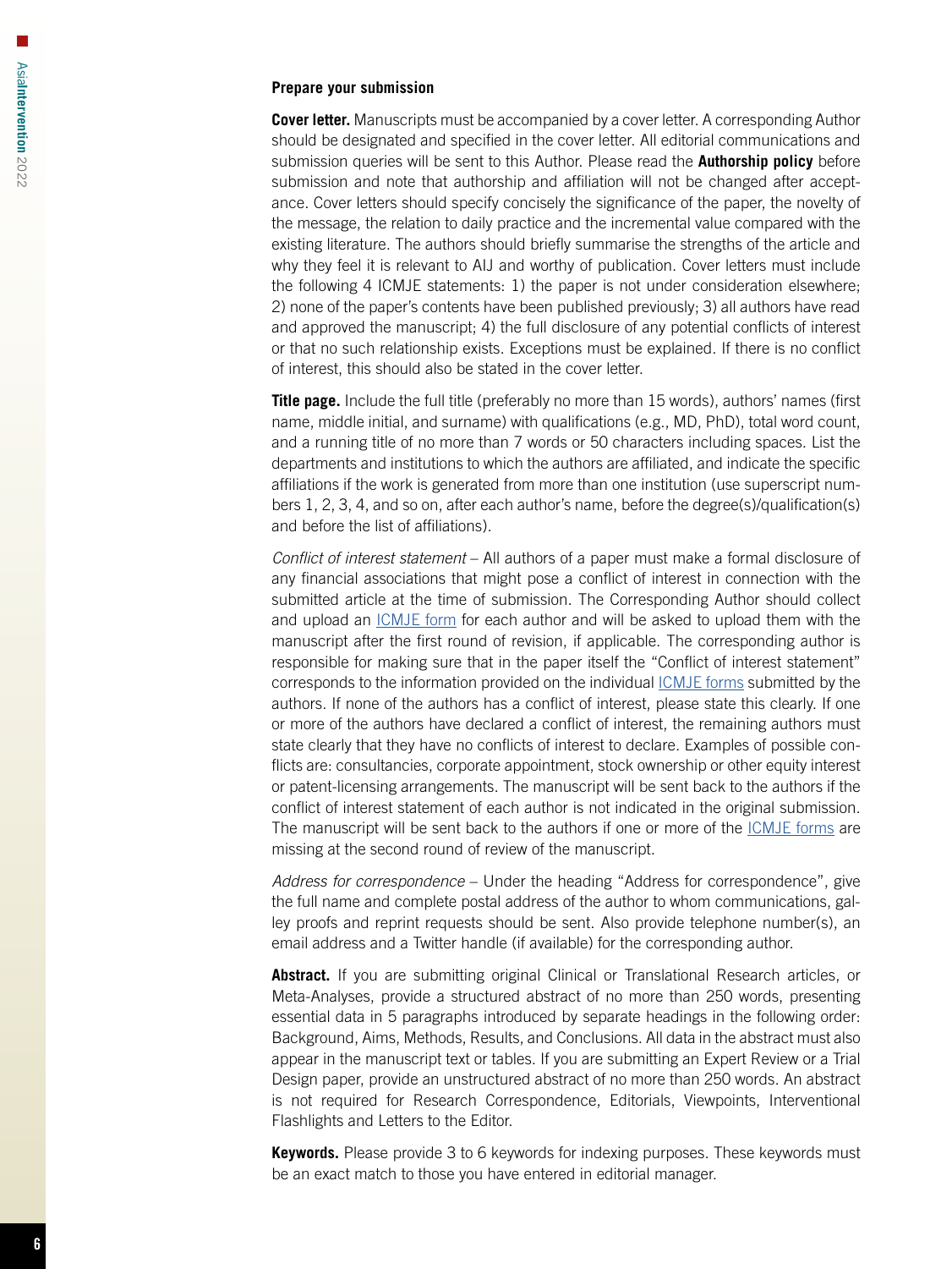### Prepare your submission

**Cover letter.** Manuscripts must be accompanied by a cover letter. A corresponding Author should be designated and specified in the cover letter. All editorial communications and submission queries will be sent to this Author. Please read the **Authorship policy** before submission and note that authorship and affiliation will not be changed after acceptance. Cover letters should specify concisely the significance of the paper, the novelty of the message, the relation to daily practice and the incremental value compared with the existing literature. The authors should briefly summarise the strengths of the article and why they feel it is relevant to AIJ and worthy of publication. Cover letters must include the following 4 ICMJE statements: 1) the paper is not under consideration elsewhere; 2) none of the paper's contents have been published previously; 3) all authors have read and approved the manuscript; 4) the full disclosure of any potential conflicts of interest or that no such relationship exists. Exceptions must be explained. If there is no conflict of interest, this should also be stated in the cover letter.

**Title page.** Include the full title (preferably no more than 15 words), authors' names (first name, middle initial, and surname) with qualifications (e.g., MD, PhD), total word count, and a running title of no more than 7 words or 50 characters including spaces. List the departments and institutions to which the authors are affiliated, and indicate the specific affiliations if the work is generated from more than one institution (use superscript numbers 1, 2, 3, 4, and so on, after each author's name, before the degree(s)/qualification(s) and before the list of affiliations).

*Conflict of interest statement* – All authors of a paper must make a formal disclosure of any financial associations that might pose a conflict of interest in connection with the submitted article at the time of submission. The Corresponding Author should collect and upload an ICMJE form for each author and will be asked to upload them with the manuscript after the first round of revision, if applicable. The corresponding author is responsible for making sure that in the paper itself the "Conflict of interest statement" corresponds to the information provided on the individual ICMJE forms submitted by the authors. If none of the authors has a conflict of interest, please state this clearly. If one or more of the authors have declared a conflict of interest, the remaining authors must state clearly that they have no conflicts of interest to declare. Examples of possible conflicts are: consultancies, corporate appointment, stock ownership or other equity interest or patent-licensing arrangements. The manuscript will be sent back to the authors if the conflict of interest statement of each author is not indicated in the original submission. The manuscript will be sent back to the authors if one or more of the ICMJE forms are missing at the second round of review of the manuscript.

*Address for correspondence* – Under the heading "Address for correspondence", give the full name and complete postal address of the author to whom communications, galley proofs and reprint requests should be sent. Also provide telephone number(s), an email address and a Twitter handle (if available) for the corresponding author.

**Abstract.** If you are submitting original Clinical or Translational Research articles, or Meta-Analyses, provide a structured abstract of no more than 250 words, presenting essential data in 5 paragraphs introduced by separate headings in the following order: Background, Aims, Methods, Results, and Conclusions. All data in the abstract must also appear in the manuscript text or tables. If you are submitting an Expert Review or a Trial Design paper, provide an unstructured abstract of no more than 250 words. An abstract is not required for Research Correspondence, Editorials, Viewpoints, Interventional Flashlights and Letters to the Editor.

**Keywords.** Please provide 3 to 6 keywords for indexing purposes. These keywords must be an exact match to those you have entered in editorial manager.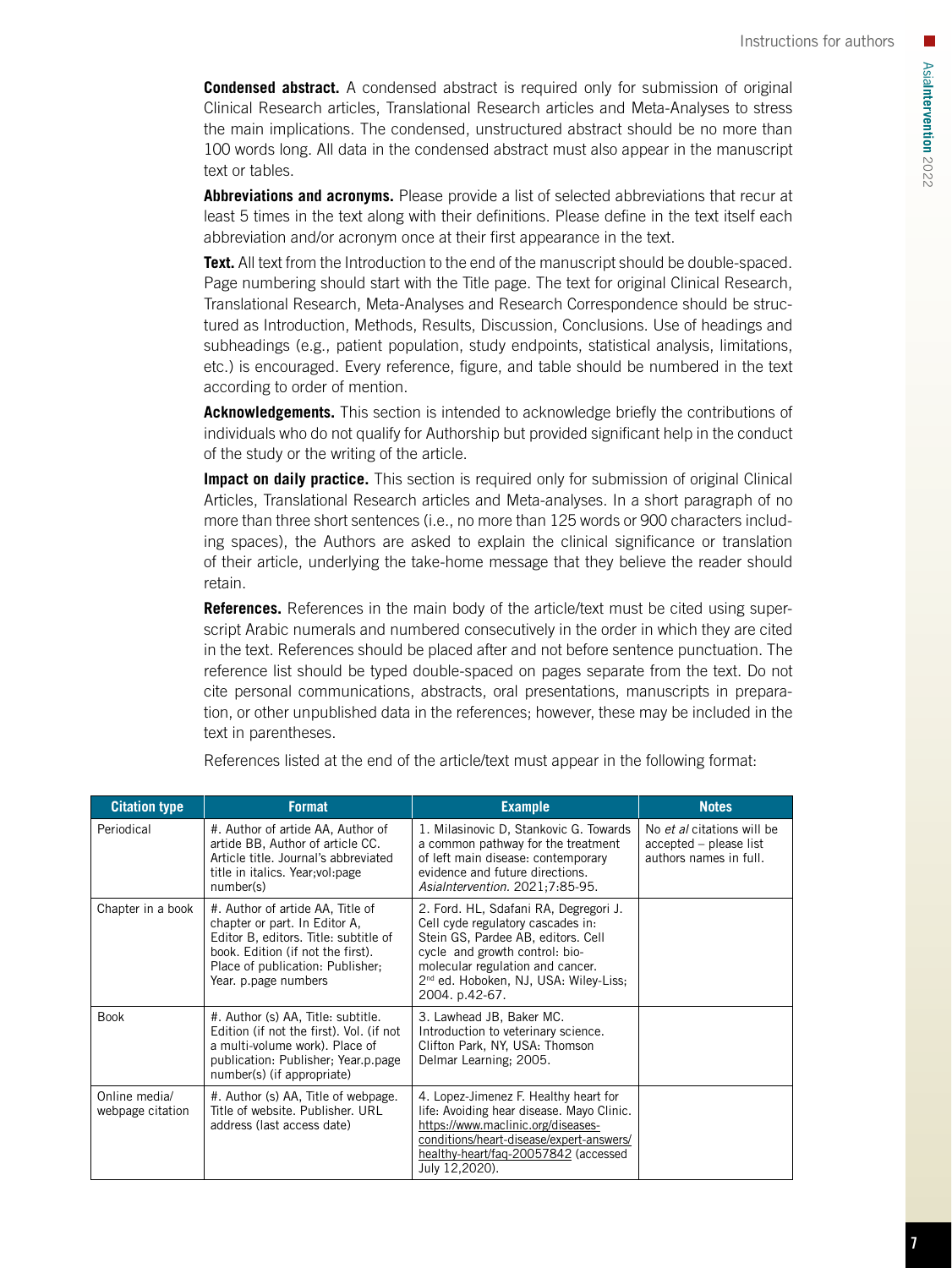**Condensed abstract.** A condensed abstract is required only for submission of original Clinical Research articles, Translational Research articles and Meta-Analyses to stress the main implications. The condensed, unstructured abstract should be no more than 100 words long. All data in the condensed abstract must also appear in the manuscript text or tables.

**Abbreviations and acronyms.** Please provide a list of selected abbreviations that recur at least 5 times in the text along with their definitions. Please define in the text itself each abbreviation and/or acronym once at their first appearance in the text.

**Text.** All text from the Introduction to the end of the manuscript should be double-spaced. Page numbering should start with the Title page. The text for original Clinical Research, Translational Research, Meta-Analyses and Research Correspondence should be structured as Introduction, Methods, Results, Discussion, Conclusions. Use of headings and subheadings (e.g., patient population, study endpoints, statistical analysis, limitations, etc.) is encouraged. Every reference, figure, and table should be numbered in the text according to order of mention.

**Acknowledgements.** This section is intended to acknowledge briefly the contributions of individuals who do not qualify for Authorship but provided significant help in the conduct of the study or the writing of the article.

**Impact on daily practice.** This section is required only for submission of original Clinical Articles, Translational Research articles and Meta-analyses. In a short paragraph of no more than three short sentences (i.e., no more than 125 words or 900 characters including spaces), the Authors are asked to explain the clinical significance or translation of their article, underlying the take-home message that they believe the reader should retain.

**References.** References in the main body of the article/text must be cited using superscript Arabic numerals and numbered consecutively in the order in which they are cited in the text. References should be placed after and not before sentence punctuation. The reference list should be typed double-spaced on pages separate from the text. Do not cite personal communications, abstracts, oral presentations, manuscripts in preparation, or other unpublished data in the references; however, these may be included in the text in parentheses.

References listed at the end of the article/text must appear in the following format:

| Citation type | Format | Example | Notes |
|---|---|---|---|
| Periodical | #. Author of artide AA, Author of artide BB, Author of article CC. Article title. Journal's abbreviated title in italics. Year;vol:page number(s) | 1. Milasinovic D, Stankovic G. Towards a common pathway for the treatment of left main disease: contemporary evidence and future directions. *AsiaIntervention*. 2021;7:85-95. | No *et al* citations will be accepted – please list authors names in full. |
| Chapter in a book | #. Author of artide AA, Title of chapter or part. In Editor A, Editor B, editors. Title: subtitle of book. Edition (if not the first). Place of publication: Publisher; Year. p.page numbers | 2. Ford. HL, Sdafani RA, Degregori J. Cell cyde regulatory cascades in: Stein GS, Pardee AB, editors. Cell cycle and growth control: bio-molecular regulation and cancer. 2nd ed. Hoboken, NJ, USA: Wiley-Liss; 2004. p.42-67. | |
| Book | #. Author (s) AA, Title: subtitle. Edition (if not the first). Vol. (if not a multi-volume work). Place of publication: Publisher; Year.p.page number(s) (if appropriate) | 3. Lawhead JB, Baker MC. Introduction to veterinary science. Clifton Park, NY, USA: Thomson Delmar Learning; 2005. | |
| Online media/ webpage citation | #. Author (s) AA, Title of webpage. Title of website. Publisher. URL address (last access date) | 4. Lopez-Jimenez F. Healthy heart for life: Avoiding hear disease. Mayo Clinic. https://www.maclinic.org/diseases-conditions/heart-disease/expert-answers/healthy-heart/faq-20057842 (accessed July 12,2020). | |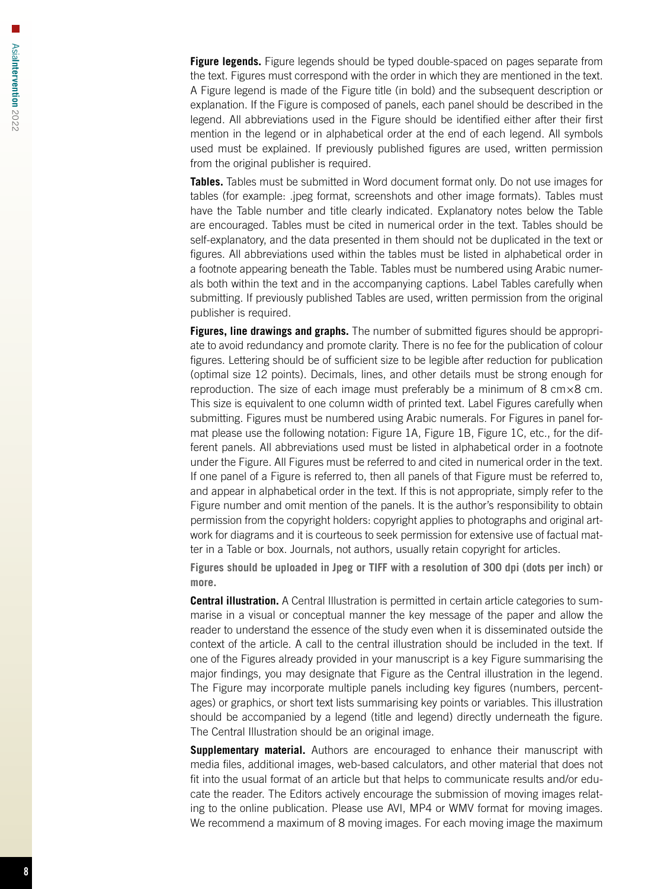**Figure legends.** Figure legends should be typed double-spaced on pages separate from the text. Figures must correspond with the order in which they are mentioned in the text. A Figure legend is made of the Figure title (in bold) and the subsequent description or explanation. If the Figure is composed of panels, each panel should be described in the legend. All abbreviations used in the Figure should be identified either after their first mention in the legend or in alphabetical order at the end of each legend. All symbols used must be explained. If previously published figures are used, written permission from the original publisher is required.

**Tables.** Tables must be submitted in Word document format only. Do not use images for tables (for example: .jpeg format, screenshots and other image formats). Tables must have the Table number and title clearly indicated. Explanatory notes below the Table are encouraged. Tables must be cited in numerical order in the text. Tables should be self-explanatory, and the data presented in them should not be duplicated in the text or figures. All abbreviations used within the tables must be listed in alphabetical order in a footnote appearing beneath the Table. Tables must be numbered using Arabic numerals both within the text and in the accompanying captions. Label Tables carefully when submitting. If previously published Tables are used, written permission from the original publisher is required.

**Figures, line drawings and graphs.** The number of submitted figures should be appropriate to avoid redundancy and promote clarity. There is no fee for the publication of colour figures. Lettering should be of sufficient size to be legible after reduction for publication (optimal size 12 points). Decimals, lines, and other details must be strong enough for reproduction. The size of each image must preferably be a minimum of 8 cm×8 cm. This size is equivalent to one column width of printed text. Label Figures carefully when submitting. Figures must be numbered using Arabic numerals. For Figures in panel format please use the following notation: Figure 1A, Figure 1B, Figure 1C, etc., for the different panels. All abbreviations used must be listed in alphabetical order in a footnote under the Figure. All Figures must be referred to and cited in numerical order in the text. If one panel of a Figure is referred to, then all panels of that Figure must be referred to, and appear in alphabetical order in the text. If this is not appropriate, simply refer to the Figure number and omit mention of the panels. It is the author's responsibility to obtain permission from the copyright holders: copyright applies to photographs and original artwork for diagrams and it is courteous to seek permission for extensive use of factual matter in a Table or box. Journals, not authors, usually retain copyright for articles.

**Figures should be uploaded in Jpeg or TIFF with a resolution of 300 dpi (dots per inch) or more.**

**Central illustration.** A Central Illustration is permitted in certain article categories to summarise in a visual or conceptual manner the key message of the paper and allow the reader to understand the essence of the study even when it is disseminated outside the context of the article. A call to the central illustration should be included in the text. If one of the Figures already provided in your manuscript is a key Figure summarising the major findings, you may designate that Figure as the Central illustration in the legend. The Figure may incorporate multiple panels including key figures (numbers, percentages) or graphics, or short text lists summarising key points or variables. This illustration should be accompanied by a legend (title and legend) directly underneath the figure. The Central Illustration should be an original image.

**Supplementary material.** Authors are encouraged to enhance their manuscript with media files, additional images, web-based calculators, and other material that does not fit into the usual format of an article but that helps to communicate results and/or educate the reader. The Editors actively encourage the submission of moving images relating to the online publication. Please use AVI, MP4 or WMV format for moving images. We recommend a maximum of 8 moving images. For each moving image the maximum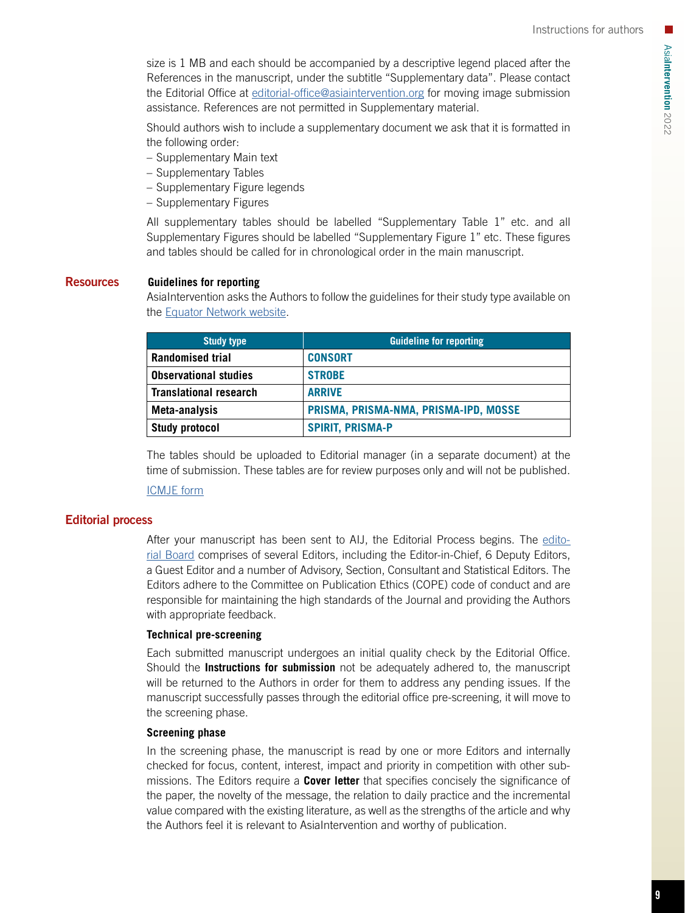size is 1 MB and each should be accompanied by a descriptive legend placed after the References in the manuscript, under the subtitle "Supplementary data". Please contact the Editorial Office at editorial-office@asiaintervention.org for moving image submission assistance. References are not permitted in Supplementary material.

Should authors wish to include a supplementary document we ask that it is formatted in the following order:

- Supplementary Main text
- Supplementary Tables
- Supplementary Figure legends
- Supplementary Figures

All supplementary tables should be labelled "Supplementary Table 1" etc. and all Supplementary Figures should be labelled "Supplementary Figure 1" etc. These figures and tables should be called for in chronological order in the main manuscript.

## Resources

### Guidelines for reporting

AsiaIntervention asks the Authors to follow the guidelines for their study type available on the Equator Network website.

| Study type | Guideline for reporting |
| --- | --- |
| **Randomised trial** | **CONSORT** |
| **Observational studies** | **STROBE** |
| **Translational research** | **ARRIVE** |
| **Meta-analysis** | **PRISMA, PRISMA-NMA, PRISMA-IPD, MOSSE** |
| **Study protocol** | **SPIRIT, PRISMA-P** |

The tables should be uploaded to Editorial manager (in a separate document) at the time of submission. These tables are for review purposes only and will not be published.

ICMJE form

## Editorial process

After your manuscript has been sent to AIJ, the Editorial Process begins. The editorial Board comprises of several Editors, including the Editor-in-Chief, 6 Deputy Editors, a Guest Editor and a number of Advisory, Section, Consultant and Statistical Editors. The Editors adhere to the Committee on Publication Ethics (COPE) code of conduct and are responsible for maintaining the high standards of the Journal and providing the Authors with appropriate feedback.

### Technical pre-screening

Each submitted manuscript undergoes an initial quality check by the Editorial Office. Should the **Instructions for submission** not be adequately adhered to, the manuscript will be returned to the Authors in order for them to address any pending issues. If the manuscript successfully passes through the editorial office pre-screening, it will move to the screening phase.

### Screening phase

In the screening phase, the manuscript is read by one or more Editors and internally checked for focus, content, interest, impact and priority in competition with other submissions. The Editors require a **Cover letter** that specifies concisely the significance of the paper, the novelty of the message, the relation to daily practice and the incremental value compared with the existing literature, as well as the strengths of the article and why the Authors feel it is relevant to AsiaIntervention and worthy of publication.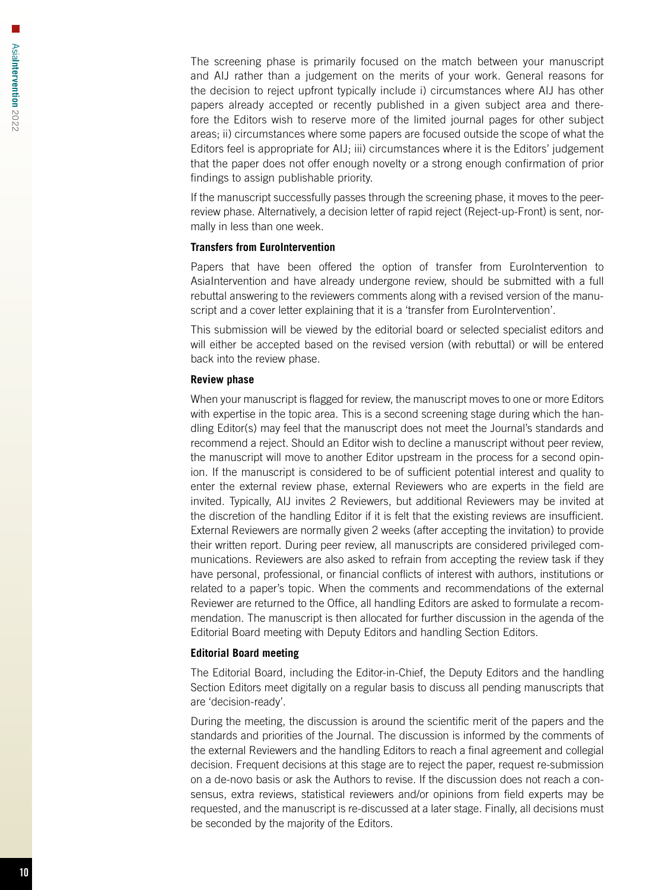The screening phase is primarily focused on the match between your manuscript and AIJ rather than a judgement on the merits of your work. General reasons for the decision to reject upfront typically include i) circumstances where AIJ has other papers already accepted or recently published in a given subject area and therefore the Editors wish to reserve more of the limited journal pages for other subject areas; ii) circumstances where some papers are focused outside the scope of what the Editors feel is appropriate for AIJ; iii) circumstances where it is the Editors' judgement that the paper does not offer enough novelty or a strong enough confirmation of prior findings to assign publishable priority.

If the manuscript successfully passes through the screening phase, it moves to the peer-review phase. Alternatively, a decision letter of rapid reject (Reject-up-Front) is sent, normally in less than one week.

### Transfers from EuroIntervention

Papers that have been offered the option of transfer from EuroIntervention to AsiaIntervention and have already undergone review, should be submitted with a full rebuttal answering to the reviewers comments along with a revised version of the manuscript and a cover letter explaining that it is a 'transfer from EuroIntervention'.

This submission will be viewed by the editorial board or selected specialist editors and will either be accepted based on the revised version (with rebuttal) or will be entered back into the review phase.

### Review phase

When your manuscript is flagged for review, the manuscript moves to one or more Editors with expertise in the topic area. This is a second screening stage during which the handling Editor(s) may feel that the manuscript does not meet the Journal's standards and recommend a reject. Should an Editor wish to decline a manuscript without peer review, the manuscript will move to another Editor upstream in the process for a second opinion. If the manuscript is considered to be of sufficient potential interest and quality to enter the external review phase, external Reviewers who are experts in the field are invited. Typically, AIJ invites 2 Reviewers, but additional Reviewers may be invited at the discretion of the handling Editor if it is felt that the existing reviews are insufficient. External Reviewers are normally given 2 weeks (after accepting the invitation) to provide their written report. During peer review, all manuscripts are considered privileged communications. Reviewers are also asked to refrain from accepting the review task if they have personal, professional, or financial conflicts of interest with authors, institutions or related to a paper's topic. When the comments and recommendations of the external Reviewer are returned to the Office, all handling Editors are asked to formulate a recommendation. The manuscript is then allocated for further discussion in the agenda of the Editorial Board meeting with Deputy Editors and handling Section Editors.

### Editorial Board meeting

The Editorial Board, including the Editor-in-Chief, the Deputy Editors and the handling Section Editors meet digitally on a regular basis to discuss all pending manuscripts that are 'decision-ready'.

During the meeting, the discussion is around the scientific merit of the papers and the standards and priorities of the Journal. The discussion is informed by the comments of the external Reviewers and the handling Editors to reach a final agreement and collegial decision. Frequent decisions at this stage are to reject the paper, request re-submission on a de-novo basis or ask the Authors to revise. If the discussion does not reach a consensus, extra reviews, statistical reviewers and/or opinions from field experts may be requested, and the manuscript is re-discussed at a later stage. Finally, all decisions must be seconded by the majority of the Editors.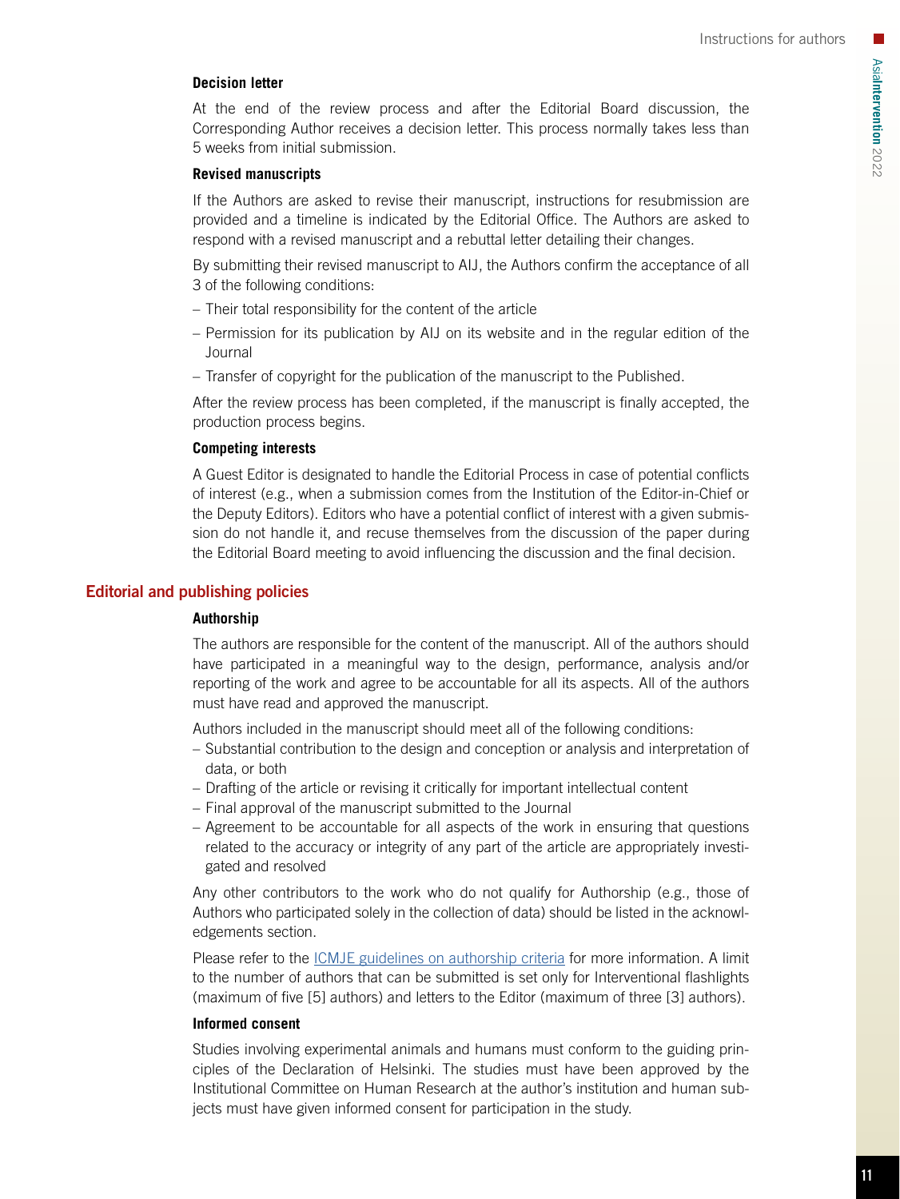### Decision letter

At the end of the review process and after the Editorial Board discussion, the Corresponding Author receives a decision letter. This process normally takes less than 5 weeks from initial submission.

### Revised manuscripts

If the Authors are asked to revise their manuscript, instructions for resubmission are provided and a timeline is indicated by the Editorial Office. The Authors are asked to respond with a revised manuscript and a rebuttal letter detailing their changes.

By submitting their revised manuscript to AIJ, the Authors confirm the acceptance of all 3 of the following conditions:

- Their total responsibility for the content of the article
- Permission for its publication by AIJ on its website and in the regular edition of the Journal
- Transfer of copyright for the publication of the manuscript to the Published.

After the review process has been completed, if the manuscript is finally accepted, the production process begins.

### Competing interests

A Guest Editor is designated to handle the Editorial Process in case of potential conflicts of interest (e.g., when a submission comes from the Institution of the Editor-in-Chief or the Deputy Editors). Editors who have a potential conflict of interest with a given submission do not handle it, and recuse themselves from the discussion of the paper during the Editorial Board meeting to avoid influencing the discussion and the final decision.

## Editorial and publishing policies

### Authorship

The authors are responsible for the content of the manuscript. All of the authors should have participated in a meaningful way to the design, performance, analysis and/or reporting of the work and agree to be accountable for all its aspects. All of the authors must have read and approved the manuscript.

Authors included in the manuscript should meet all of the following conditions:

- Substantial contribution to the design and conception or analysis and interpretation of data, or both
- Drafting of the article or revising it critically for important intellectual content
- Final approval of the manuscript submitted to the Journal
- Agreement to be accountable for all aspects of the work in ensuring that questions related to the accuracy or integrity of any part of the article are appropriately investigated and resolved

Any other contributors to the work who do not qualify for Authorship (e.g., those of Authors who participated solely in the collection of data) should be listed in the acknowledgements section.

Please refer to the ICMJE guidelines on authorship criteria for more information. A limit to the number of authors that can be submitted is set only for Interventional flashlights (maximum of five [5] authors) and letters to the Editor (maximum of three [3] authors).

### Informed consent

Studies involving experimental animals and humans must conform to the guiding principles of the Declaration of Helsinki. The studies must have been approved by the Institutional Committee on Human Research at the author's institution and human subjects must have given informed consent for participation in the study.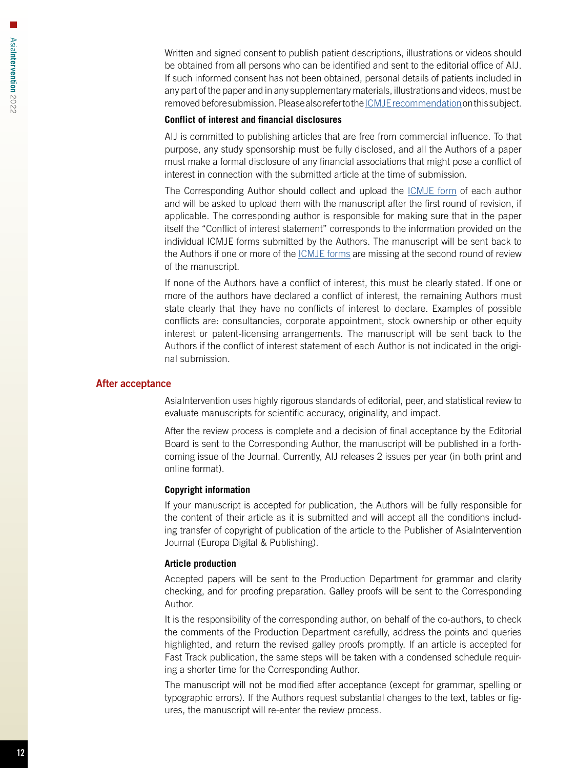Written and signed consent to publish patient descriptions, illustrations or videos should be obtained from all persons who can be identified and sent to the editorial office of AIJ. If such informed consent has not been obtained, personal details of patients included in any part of the paper and in any supplementary materials, illustrations and videos, must be removed before submission. Please also refer to the ICMJE recommendation on this subject.

#### Conflict of interest and financial disclosures

AIJ is committed to publishing articles that are free from commercial influence. To that purpose, any study sponsorship must be fully disclosed, and all the Authors of a paper must make a formal disclosure of any financial associations that might pose a conflict of interest in connection with the submitted article at the time of submission.

The Corresponding Author should collect and upload the ICMJE form of each author and will be asked to upload them with the manuscript after the first round of revision, if applicable. The corresponding author is responsible for making sure that in the paper itself the "Conflict of interest statement" corresponds to the information provided on the individual ICMJE forms submitted by the Authors. The manuscript will be sent back to the Authors if one or more of the ICMJE forms are missing at the second round of review of the manuscript.

If none of the Authors have a conflict of interest, this must be clearly stated. If one or more of the authors have declared a conflict of interest, the remaining Authors must state clearly that they have no conflicts of interest to declare. Examples of possible conflicts are: consultancies, corporate appointment, stock ownership or other equity interest or patent-licensing arrangements. The manuscript will be sent back to the Authors if the conflict of interest statement of each Author is not indicated in the original submission.

## After acceptance

AsiaIntervention uses highly rigorous standards of editorial, peer, and statistical review to evaluate manuscripts for scientific accuracy, originality, and impact.

After the review process is complete and a decision of final acceptance by the Editorial Board is sent to the Corresponding Author, the manuscript will be published in a forthcoming issue of the Journal. Currently, AIJ releases 2 issues per year (in both print and online format).

#### Copyright information

If your manuscript is accepted for publication, the Authors will be fully responsible for the content of their article as it is submitted and will accept all the conditions including transfer of copyright of publication of the article to the Publisher of AsiaIntervention Journal (Europa Digital & Publishing).

#### Article production

Accepted papers will be sent to the Production Department for grammar and clarity checking, and for proofing preparation. Galley proofs will be sent to the Corresponding Author.

It is the responsibility of the corresponding author, on behalf of the co-authors, to check the comments of the Production Department carefully, address the points and queries highlighted, and return the revised galley proofs promptly. If an article is accepted for Fast Track publication, the same steps will be taken with a condensed schedule requiring a shorter time for the Corresponding Author.

The manuscript will not be modified after acceptance (except for grammar, spelling or typographic errors). If the Authors request substantial changes to the text, tables or figures, the manuscript will re-enter the review process.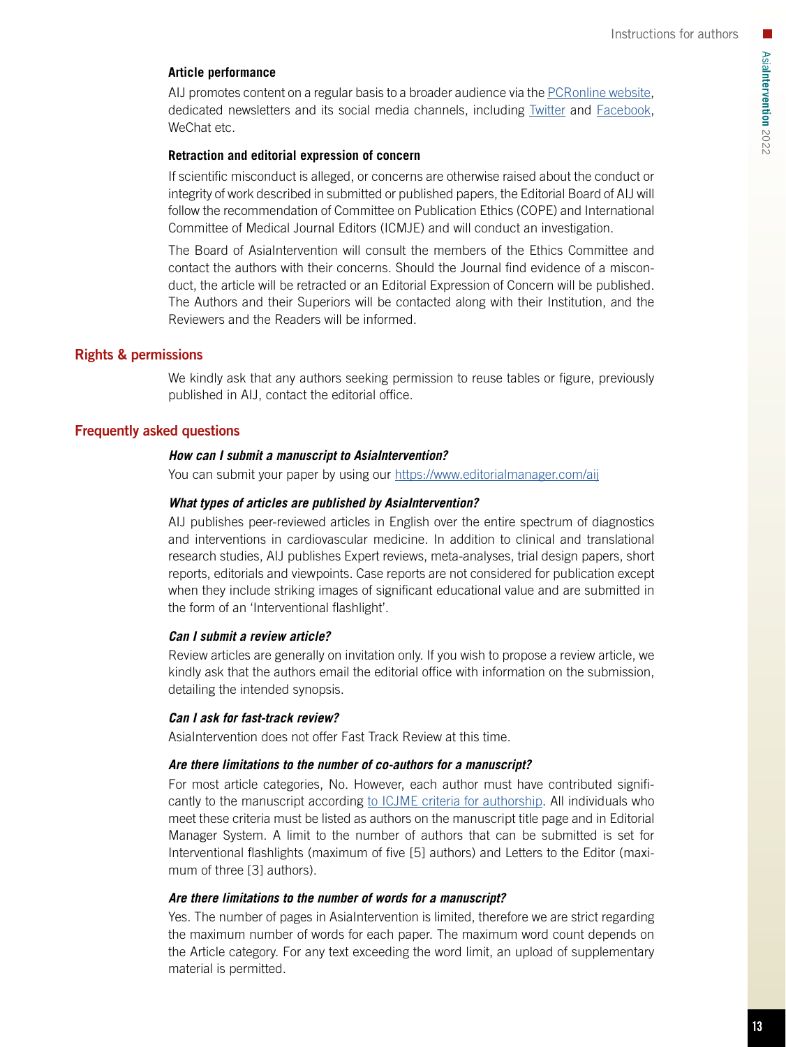### Article performance

AIJ promotes content on a regular basis to a broader audience via the PCRonline website, dedicated newsletters and its social media channels, including Twitter and Facebook, WeChat etc.

### Retraction and editorial expression of concern

If scientific misconduct is alleged, or concerns are otherwise raised about the conduct or integrity of work described in submitted or published papers, the Editorial Board of AIJ will follow the recommendation of Committee on Publication Ethics (COPE) and International Committee of Medical Journal Editors (ICMJE) and will conduct an investigation.

The Board of AsiaIntervention will consult the members of the Ethics Committee and contact the authors with their concerns. Should the Journal find evidence of a misconduct, the article will be retracted or an Editorial Expression of Concern will be published. The Authors and their Superiors will be contacted along with their Institution, and the Reviewers and the Readers will be informed.

## Rights & permissions

We kindly ask that any authors seeking permission to reuse tables or figure, previously published in AIJ, contact the editorial office.

## Frequently asked questions

***How can I submit a manuscript to AsiaIntervention?***

You can submit your paper by using our https://www.editorialmanager.com/aij

***What types of articles are published by AsiaIntervention?***

AIJ publishes peer-reviewed articles in English over the entire spectrum of diagnostics and interventions in cardiovascular medicine. In addition to clinical and translational research studies, AIJ publishes Expert reviews, meta-analyses, trial design papers, short reports, editorials and viewpoints. Case reports are not considered for publication except when they include striking images of significant educational value and are submitted in the form of an 'Interventional flashlight'.

***Can I submit a review article?***

Review articles are generally on invitation only. If you wish to propose a review article, we kindly ask that the authors email the editorial office with information on the submission, detailing the intended synopsis.

***Can I ask for fast-track review?***

AsiaIntervention does not offer Fast Track Review at this time.

***Are there limitations to the number of co-authors for a manuscript?***

For most article categories, No. However, each author must have contributed significantly to the manuscript according to ICJME criteria for authorship. All individuals who meet these criteria must be listed as authors on the manuscript title page and in Editorial Manager System. A limit to the number of authors that can be submitted is set for Interventional flashlights (maximum of five [5] authors) and Letters to the Editor (maximum of three [3] authors).

***Are there limitations to the number of words for a manuscript?***

Yes. The number of pages in AsiaIntervention is limited, therefore we are strict regarding the maximum number of words for each paper. The maximum word count depends on the Article category. For any text exceeding the word limit, an upload of supplementary material is permitted.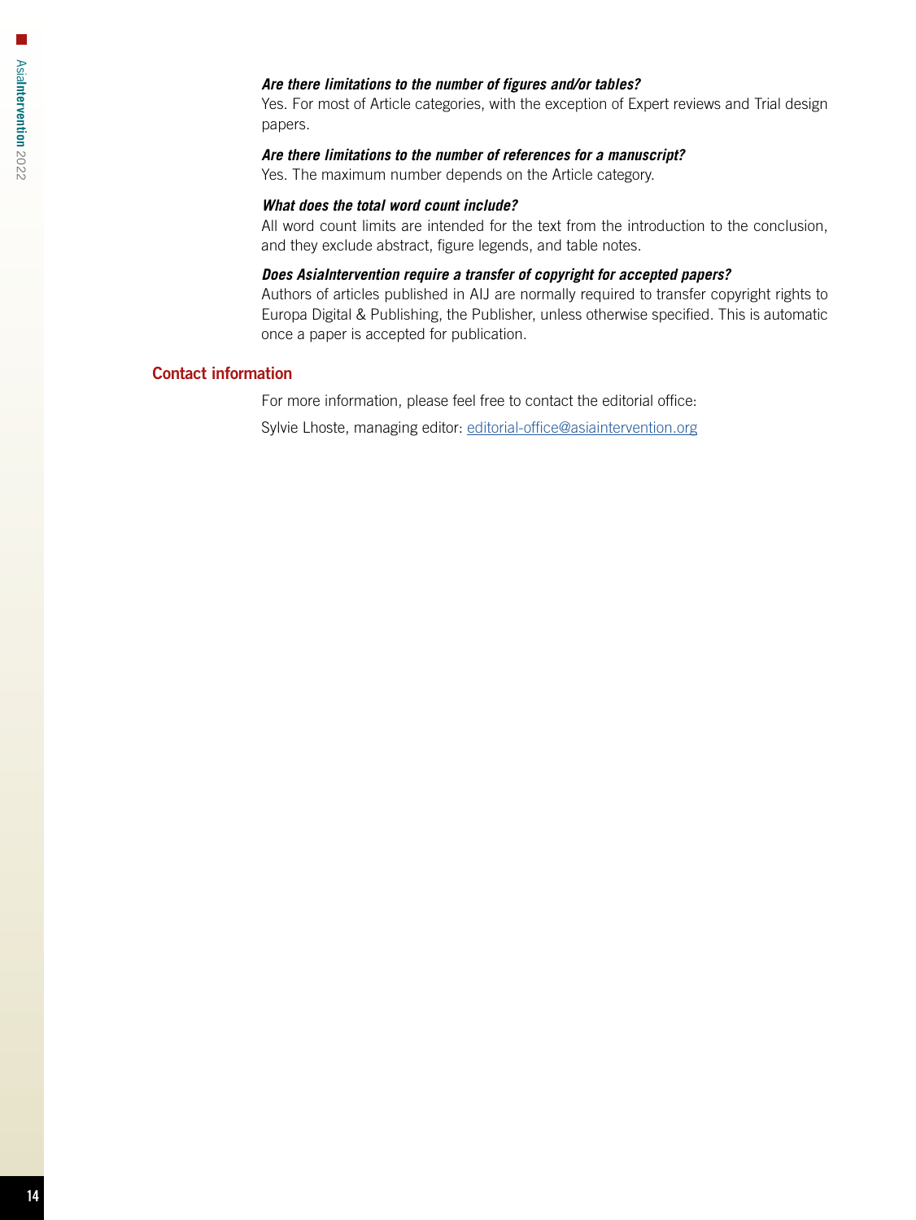***Are there limitations to the number of figures and/or tables?***

Yes. For most of Article categories, with the exception of Expert reviews and Trial design papers.

***Are there limitations to the number of references for a manuscript?***

Yes. The maximum number depends on the Article category.

***What does the total word count include?***

All word count limits are intended for the text from the introduction to the conclusion, and they exclude abstract, figure legends, and table notes.

***Does AsiaIntervention require a transfer of copyright for accepted papers?***

Authors of articles published in AIJ are normally required to transfer copyright rights to Europa Digital & Publishing, the Publisher, unless otherwise specified. This is automatic once a paper is accepted for publication.

## Contact information

For more information, please feel free to contact the editorial office:

Sylvie Lhoste, managing editor: editorial-office@asiaintervention.org